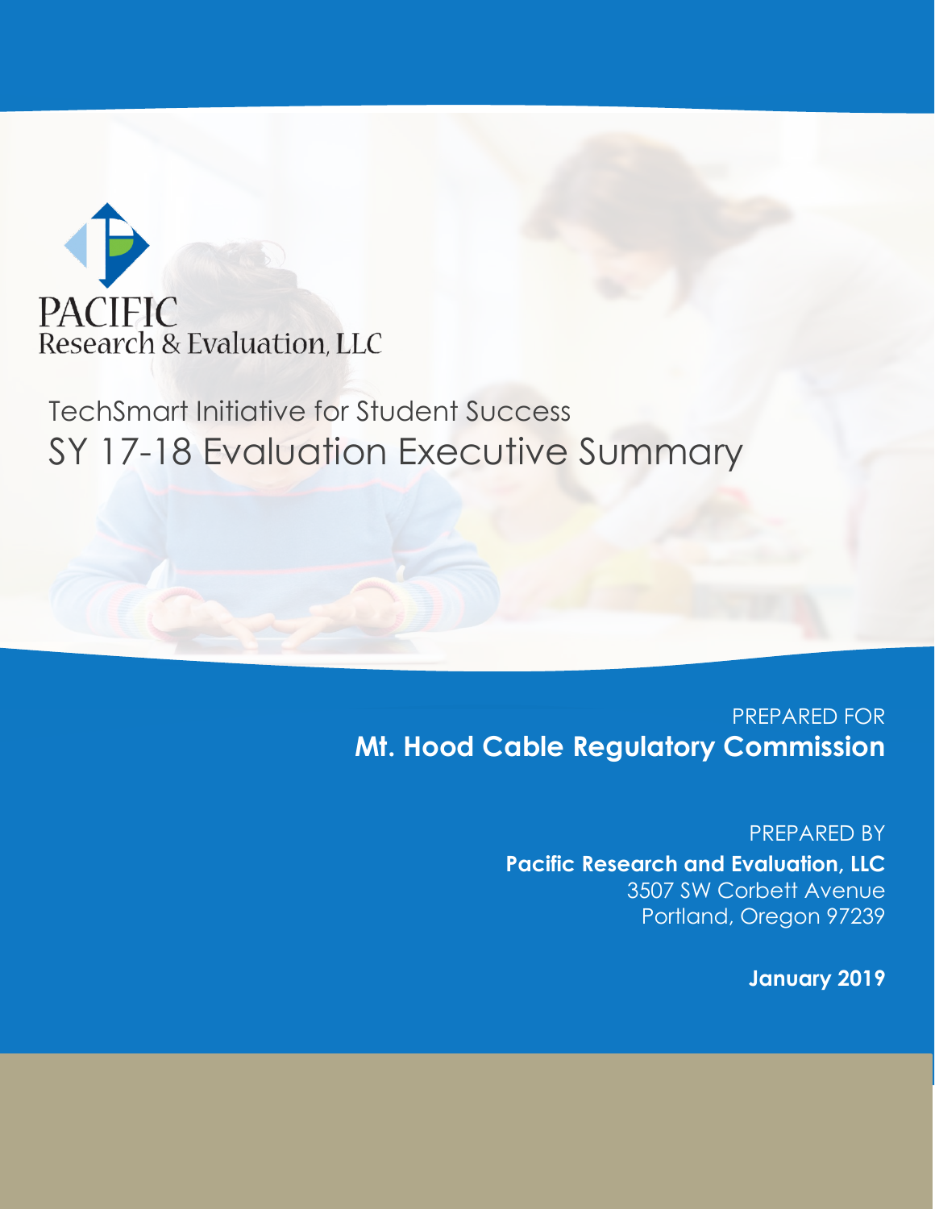PACIFIC
Research & Evaluation, LLC

TechSmart Initiative for Student Success

# SY 17-18 Evaluation Executive Summary

PREPARED FOR
**Mt. Hood Cable Regulatory Commission**

PREPARED BY
**Pacific Research and Evaluation, LLC**
3507 SW Corbett Avenue
Portland, Oregon 97239

**January 2019**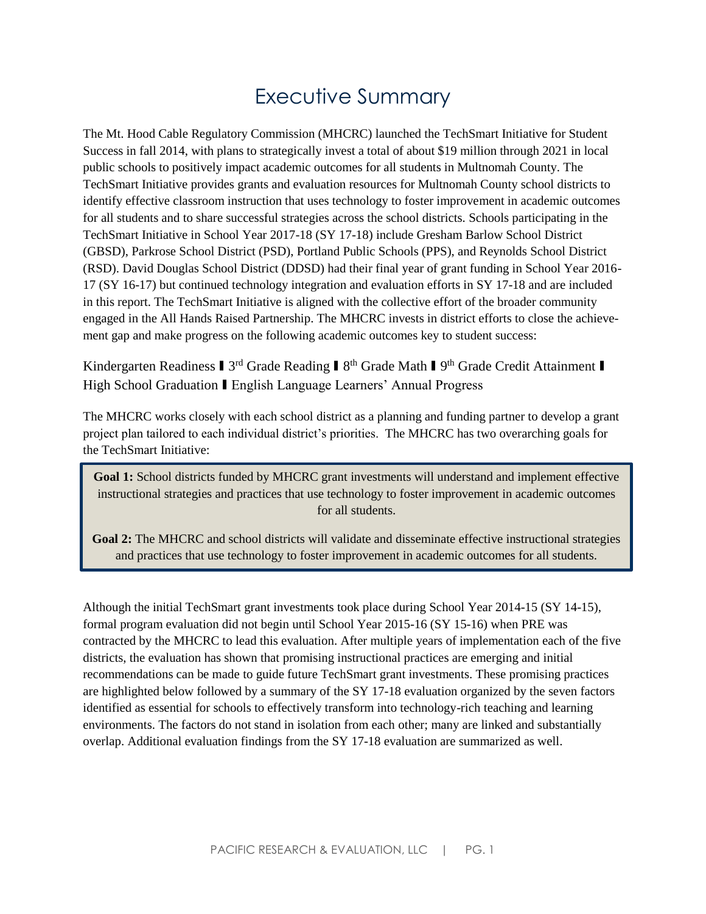# Executive Summary

The Mt. Hood Cable Regulatory Commission (MHCRC) launched the TechSmart Initiative for Student Success in fall 2014, with plans to strategically invest a total of about $19 million through 2021 in local public schools to positively impact academic outcomes for all students in Multnomah County. The TechSmart Initiative provides grants and evaluation resources for Multnomah County school districts to identify effective classroom instruction that uses technology to foster improvement in academic outcomes for all students and to share successful strategies across the school districts. Schools participating in the TechSmart Initiative in School Year 2017-18 (SY 17-18) include Gresham Barlow School District (GBSD), Parkrose School District (PSD), Portland Public Schools (PPS), and Reynolds School District (RSD). David Douglas School District (DDSD) had their final year of grant funding in School Year 2016-17 (SY 16-17) but continued technology integration and evaluation efforts in SY 17-18 and are included in this report. The TechSmart Initiative is aligned with the collective effort of the broader community engaged in the All Hands Raised Partnership. The MHCRC invests in district efforts to close the achievement gap and make progress on the following academic outcomes key to student success:

Kindergarten Readiness ▌3rd Grade Reading ▌8th Grade Math ▌9th Grade Credit Attainment ▌High School Graduation ▌English Language Learners' Annual Progress

The MHCRC works closely with each school district as a planning and funding partner to develop a grant project plan tailored to each individual district's priorities. The MHCRC has two overarching goals for the TechSmart Initiative:

**Goal 1:** School districts funded by MHCRC grant investments will understand and implement effective instructional strategies and practices that use technology to foster improvement in academic outcomes for all students.

**Goal 2:** The MHCRC and school districts will validate and disseminate effective instructional strategies and practices that use technology to foster improvement in academic outcomes for all students.

Although the initial TechSmart grant investments took place during School Year 2014-15 (SY 14-15), formal program evaluation did not begin until School Year 2015-16 (SY 15-16) when PRE was contracted by the MHCRC to lead this evaluation. After multiple years of implementation each of the five districts, the evaluation has shown that promising instructional practices are emerging and initial recommendations can be made to guide future TechSmart grant investments. These promising practices are highlighted below followed by a summary of the SY 17-18 evaluation organized by the seven factors identified as essential for schools to effectively transform into technology-rich teaching and learning environments. The factors do not stand in isolation from each other; many are linked and substantially overlap. Additional evaluation findings from the SY 17-18 evaluation are summarized as well.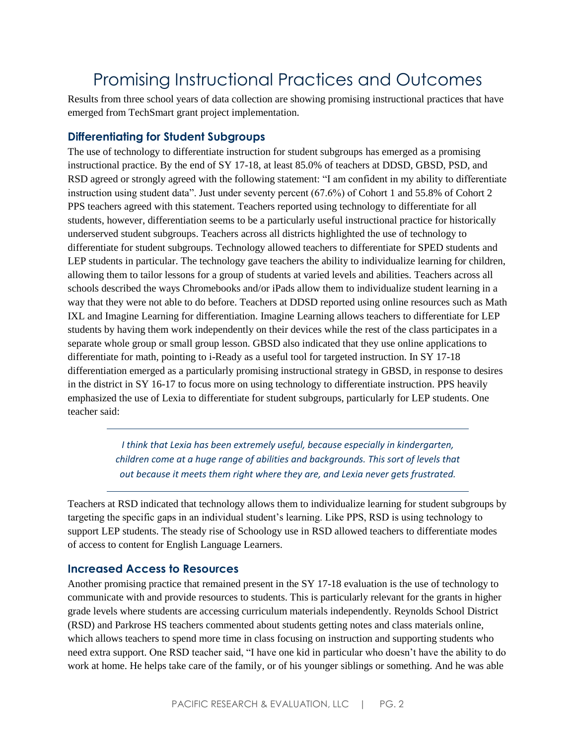# Promising Instructional Practices and Outcomes

Results from three school years of data collection are showing promising instructional practices that have emerged from TechSmart grant project implementation.

## Differentiating for Student Subgroups

The use of technology to differentiate instruction for student subgroups has emerged as a promising instructional practice. By the end of SY 17-18, at least 85.0% of teachers at DDSD, GBSD, PSD, and RSD agreed or strongly agreed with the following statement: "I am confident in my ability to differentiate instruction using student data". Just under seventy percent (67.6%) of Cohort 1 and 55.8% of Cohort 2 PPS teachers agreed with this statement. Teachers reported using technology to differentiate for all students, however, differentiation seems to be a particularly useful instructional practice for historically underserved student subgroups. Teachers across all districts highlighted the use of technology to differentiate for student subgroups. Technology allowed teachers to differentiate for SPED students and LEP students in particular. The technology gave teachers the ability to individualize learning for children, allowing them to tailor lessons for a group of students at varied levels and abilities. Teachers across all schools described the ways Chromebooks and/or iPads allow them to individualize student learning in a way that they were not able to do before. Teachers at DDSD reported using online resources such as Math IXL and Imagine Learning for differentiation. Imagine Learning allows teachers to differentiate for LEP students by having them work independently on their devices while the rest of the class participates in a separate whole group or small group lesson. GBSD also indicated that they use online applications to differentiate for math, pointing to i-Ready as a useful tool for targeted instruction. In SY 17-18 differentiation emerged as a particularly promising instructional strategy in GBSD, in response to desires in the district in SY 16-17 to focus more on using technology to differentiate instruction. PPS heavily emphasized the use of Lexia to differentiate for student subgroups, particularly for LEP students. One teacher said:

> *I think that Lexia has been extremely useful, because especially in kindergarten, children come at a huge range of abilities and backgrounds. This sort of levels that out because it meets them right where they are, and Lexia never gets frustrated.*

Teachers at RSD indicated that technology allows them to individualize learning for student subgroups by targeting the specific gaps in an individual student's learning. Like PPS, RSD is using technology to support LEP students. The steady rise of Schoology use in RSD allowed teachers to differentiate modes of access to content for English Language Learners.

## Increased Access to Resources

Another promising practice that remained present in the SY 17-18 evaluation is the use of technology to communicate with and provide resources to students. This is particularly relevant for the grants in higher grade levels where students are accessing curriculum materials independently. Reynolds School District (RSD) and Parkrose HS teachers commented about students getting notes and class materials online, which allows teachers to spend more time in class focusing on instruction and supporting students who need extra support. One RSD teacher said, "I have one kid in particular who doesn't have the ability to do work at home. He helps take care of the family, or of his younger siblings or something. And he was able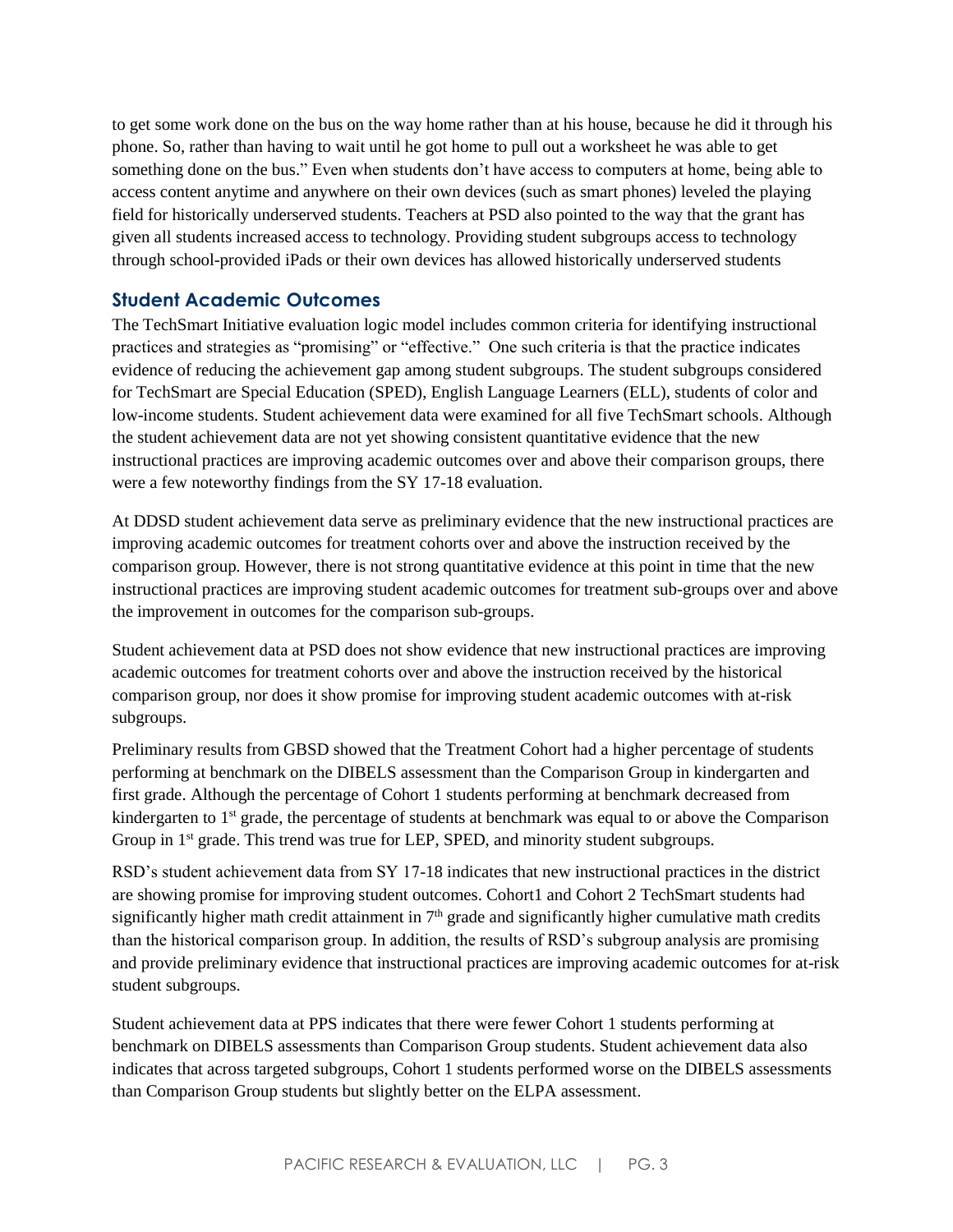to get some work done on the bus on the way home rather than at his house, because he did it through his phone. So, rather than having to wait until he got home to pull out a worksheet he was able to get something done on the bus." Even when students don't have access to computers at home, being able to access content anytime and anywhere on their own devices (such as smart phones) leveled the playing field for historically underserved students. Teachers at PSD also pointed to the way that the grant has given all students increased access to technology. Providing student subgroups access to technology through school-provided iPads or their own devices has allowed historically underserved students

## Student Academic Outcomes

The TechSmart Initiative evaluation logic model includes common criteria for identifying instructional practices and strategies as "promising" or "effective." One such criteria is that the practice indicates evidence of reducing the achievement gap among student subgroups. The student subgroups considered for TechSmart are Special Education (SPED), English Language Learners (ELL), students of color and low-income students. Student achievement data were examined for all five TechSmart schools. Although the student achievement data are not yet showing consistent quantitative evidence that the new instructional practices are improving academic outcomes over and above their comparison groups, there were a few noteworthy findings from the SY 17-18 evaluation.

At DDSD student achievement data serve as preliminary evidence that the new instructional practices are improving academic outcomes for treatment cohorts over and above the instruction received by the comparison group. However, there is not strong quantitative evidence at this point in time that the new instructional practices are improving student academic outcomes for treatment sub-groups over and above the improvement in outcomes for the comparison sub-groups.

Student achievement data at PSD does not show evidence that new instructional practices are improving academic outcomes for treatment cohorts over and above the instruction received by the historical comparison group, nor does it show promise for improving student academic outcomes with at-risk subgroups.

Preliminary results from GBSD showed that the Treatment Cohort had a higher percentage of students performing at benchmark on the DIBELS assessment than the Comparison Group in kindergarten and first grade. Although the percentage of Cohort 1 students performing at benchmark decreased from kindergarten to 1st grade, the percentage of students at benchmark was equal to or above the Comparison Group in 1st grade. This trend was true for LEP, SPED, and minority student subgroups.

RSD's student achievement data from SY 17-18 indicates that new instructional practices in the district are showing promise for improving student outcomes. Cohort1 and Cohort 2 TechSmart students had significantly higher math credit attainment in 7th grade and significantly higher cumulative math credits than the historical comparison group. In addition, the results of RSD's subgroup analysis are promising and provide preliminary evidence that instructional practices are improving academic outcomes for at-risk student subgroups.

Student achievement data at PPS indicates that there were fewer Cohort 1 students performing at benchmark on DIBELS assessments than Comparison Group students. Student achievement data also indicates that across targeted subgroups, Cohort 1 students performed worse on the DIBELS assessments than Comparison Group students but slightly better on the ELPA assessment.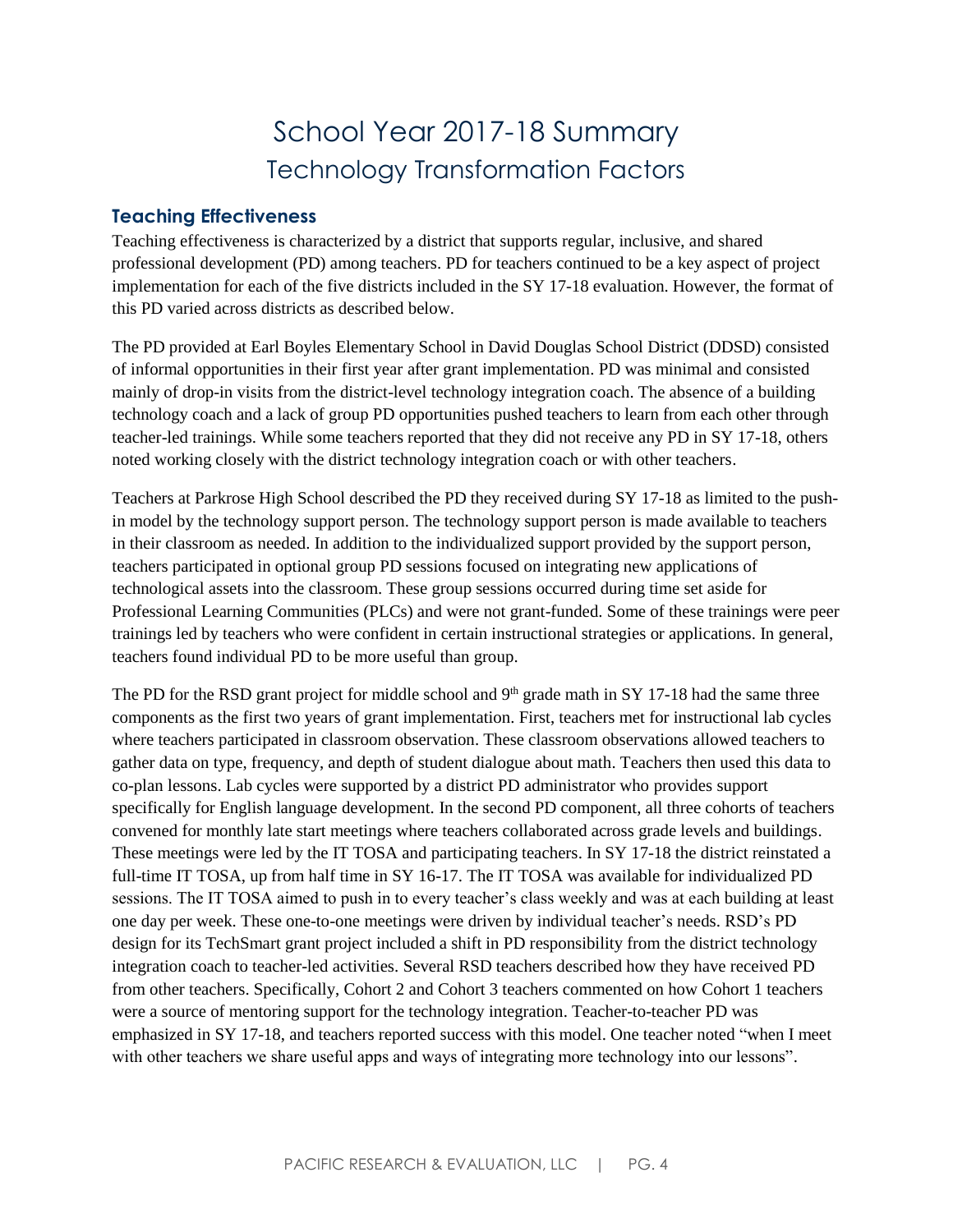# School Year 2017-18 Summary

## Technology Transformation Factors

### Teaching Effectiveness

Teaching effectiveness is characterized by a district that supports regular, inclusive, and shared professional development (PD) among teachers. PD for teachers continued to be a key aspect of project implementation for each of the five districts included in the SY 17-18 evaluation. However, the format of this PD varied across districts as described below.

The PD provided at Earl Boyles Elementary School in David Douglas School District (DDSD) consisted of informal opportunities in their first year after grant implementation. PD was minimal and consisted mainly of drop-in visits from the district-level technology integration coach. The absence of a building technology coach and a lack of group PD opportunities pushed teachers to learn from each other through teacher-led trainings. While some teachers reported that they did not receive any PD in SY 17-18, others noted working closely with the district technology integration coach or with other teachers.

Teachers at Parkrose High School described the PD they received during SY 17-18 as limited to the push-in model by the technology support person. The technology support person is made available to teachers in their classroom as needed. In addition to the individualized support provided by the support person, teachers participated in optional group PD sessions focused on integrating new applications of technological assets into the classroom. These group sessions occurred during time set aside for Professional Learning Communities (PLCs) and were not grant-funded. Some of these trainings were peer trainings led by teachers who were confident in certain instructional strategies or applications. In general, teachers found individual PD to be more useful than group.

The PD for the RSD grant project for middle school and 9th grade math in SY 17-18 had the same three components as the first two years of grant implementation. First, teachers met for instructional lab cycles where teachers participated in classroom observation. These classroom observations allowed teachers to gather data on type, frequency, and depth of student dialogue about math. Teachers then used this data to co-plan lessons. Lab cycles were supported by a district PD administrator who provides support specifically for English language development. In the second PD component, all three cohorts of teachers convened for monthly late start meetings where teachers collaborated across grade levels and buildings. These meetings were led by the IT TOSA and participating teachers. In SY 17-18 the district reinstated a full-time IT TOSA, up from half time in SY 16-17. The IT TOSA was available for individualized PD sessions. The IT TOSA aimed to push in to every teacher's class weekly and was at each building at least one day per week. These one-to-one meetings were driven by individual teacher's needs. RSD's PD design for its TechSmart grant project included a shift in PD responsibility from the district technology integration coach to teacher-led activities. Several RSD teachers described how they have received PD from other teachers. Specifically, Cohort 2 and Cohort 3 teachers commented on how Cohort 1 teachers were a source of mentoring support for the technology integration. Teacher-to-teacher PD was emphasized in SY 17-18, and teachers reported success with this model. One teacher noted "when I meet with other teachers we share useful apps and ways of integrating more technology into our lessons".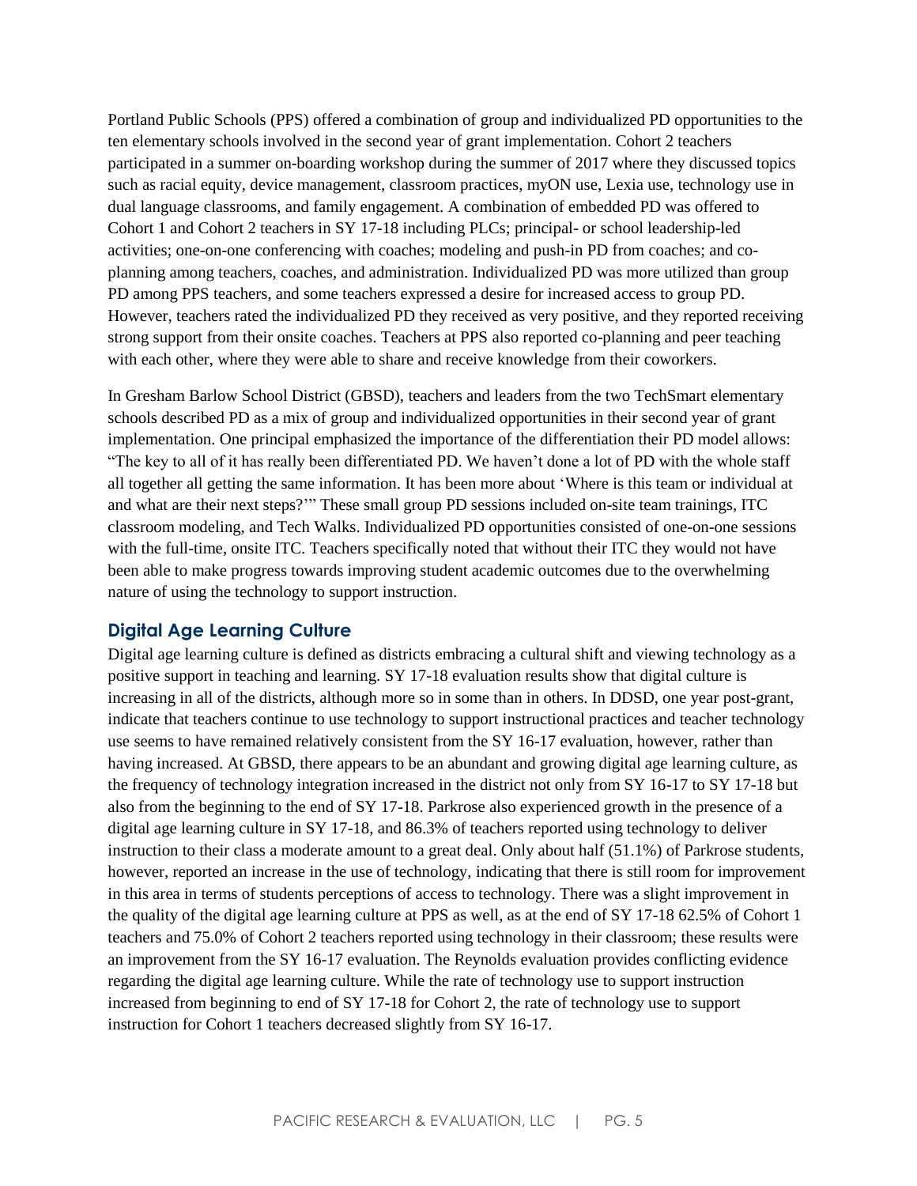Portland Public Schools (PPS) offered a combination of group and individualized PD opportunities to the ten elementary schools involved in the second year of grant implementation. Cohort 2 teachers participated in a summer on-boarding workshop during the summer of 2017 where they discussed topics such as racial equity, device management, classroom practices, myON use, Lexia use, technology use in dual language classrooms, and family engagement. A combination of embedded PD was offered to Cohort 1 and Cohort 2 teachers in SY 17-18 including PLCs; principal- or school leadership-led activities; one-on-one conferencing with coaches; modeling and push-in PD from coaches; and co-planning among teachers, coaches, and administration. Individualized PD was more utilized than group PD among PPS teachers, and some teachers expressed a desire for increased access to group PD. However, teachers rated the individualized PD they received as very positive, and they reported receiving strong support from their onsite coaches. Teachers at PPS also reported co-planning and peer teaching with each other, where they were able to share and receive knowledge from their coworkers.

In Gresham Barlow School District (GBSD), teachers and leaders from the two TechSmart elementary schools described PD as a mix of group and individualized opportunities in their second year of grant implementation. One principal emphasized the importance of the differentiation their PD model allows: "The key to all of it has really been differentiated PD. We haven't done a lot of PD with the whole staff all together all getting the same information. It has been more about 'Where is this team or individual at and what are their next steps?'" These small group PD sessions included on-site team trainings, ITC classroom modeling, and Tech Walks. Individualized PD opportunities consisted of one-on-one sessions with the full-time, onsite ITC. Teachers specifically noted that without their ITC they would not have been able to make progress towards improving student academic outcomes due to the overwhelming nature of using the technology to support instruction.

## Digital Age Learning Culture

Digital age learning culture is defined as districts embracing a cultural shift and viewing technology as a positive support in teaching and learning. SY 17-18 evaluation results show that digital culture is increasing in all of the districts, although more so in some than in others. In DDSD, one year post-grant, indicate that teachers continue to use technology to support instructional practices and teacher technology use seems to have remained relatively consistent from the SY 16-17 evaluation, however, rather than having increased. At GBSD, there appears to be an abundant and growing digital age learning culture, as the frequency of technology integration increased in the district not only from SY 16-17 to SY 17-18 but also from the beginning to the end of SY 17-18. Parkrose also experienced growth in the presence of a digital age learning culture in SY 17-18, and 86.3% of teachers reported using technology to deliver instruction to their class a moderate amount to a great deal. Only about half (51.1%) of Parkrose students, however, reported an increase in the use of technology, indicating that there is still room for improvement in this area in terms of students perceptions of access to technology. There was a slight improvement in the quality of the digital age learning culture at PPS as well, as at the end of SY 17-18 62.5% of Cohort 1 teachers and 75.0% of Cohort 2 teachers reported using technology in their classroom; these results were an improvement from the SY 16-17 evaluation. The Reynolds evaluation provides conflicting evidence regarding the digital age learning culture. While the rate of technology use to support instruction increased from beginning to end of SY 17-18 for Cohort 2, the rate of technology use to support instruction for Cohort 1 teachers decreased slightly from SY 16-17.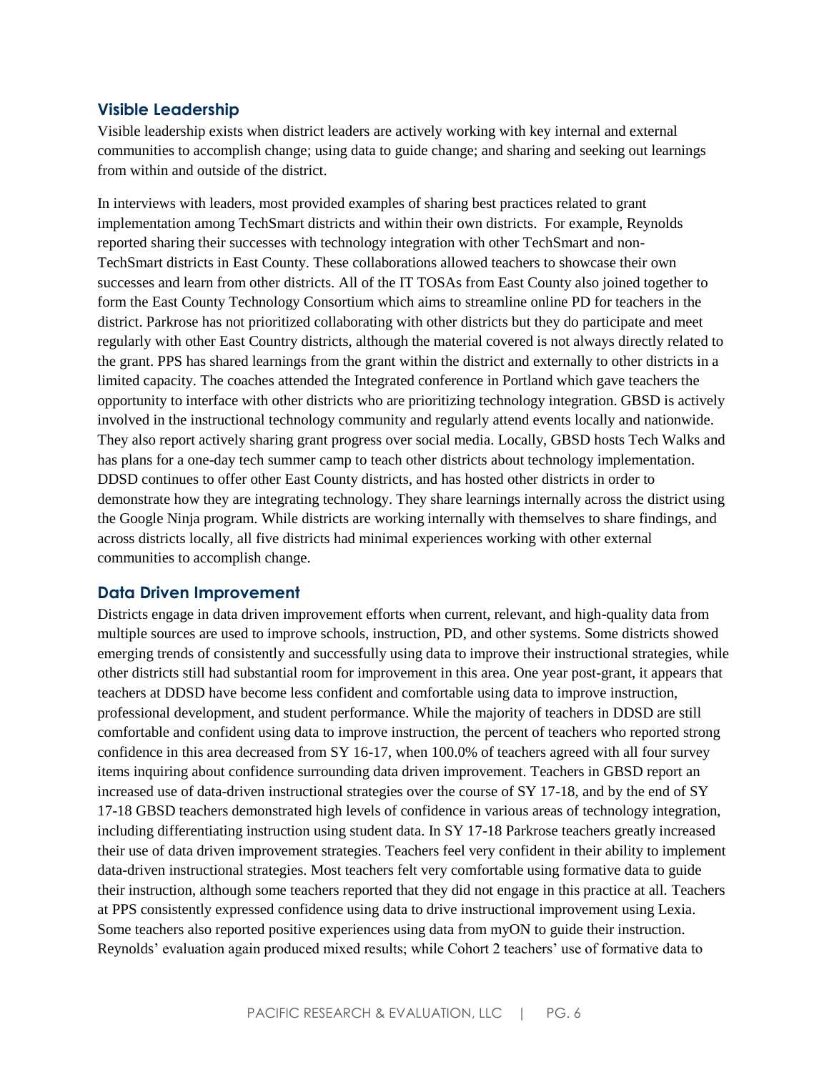## Visible Leadership

Visible leadership exists when district leaders are actively working with key internal and external communities to accomplish change; using data to guide change; and sharing and seeking out learnings from within and outside of the district.

In interviews with leaders, most provided examples of sharing best practices related to grant implementation among TechSmart districts and within their own districts. For example, Reynolds reported sharing their successes with technology integration with other TechSmart and non-TechSmart districts in East County. These collaborations allowed teachers to showcase their own successes and learn from other districts. All of the IT TOSAs from East County also joined together to form the East County Technology Consortium which aims to streamline online PD for teachers in the district. Parkrose has not prioritized collaborating with other districts but they do participate and meet regularly with other East Country districts, although the material covered is not always directly related to the grant. PPS has shared learnings from the grant within the district and externally to other districts in a limited capacity. The coaches attended the Integrated conference in Portland which gave teachers the opportunity to interface with other districts who are prioritizing technology integration. GBSD is actively involved in the instructional technology community and regularly attend events locally and nationwide. They also report actively sharing grant progress over social media. Locally, GBSD hosts Tech Walks and has plans for a one-day tech summer camp to teach other districts about technology implementation. DDSD continues to offer other East County districts, and has hosted other districts in order to demonstrate how they are integrating technology. They share learnings internally across the district using the Google Ninja program. While districts are working internally with themselves to share findings, and across districts locally, all five districts had minimal experiences working with other external communities to accomplish change.

## Data Driven Improvement

Districts engage in data driven improvement efforts when current, relevant, and high-quality data from multiple sources are used to improve schools, instruction, PD, and other systems. Some districts showed emerging trends of consistently and successfully using data to improve their instructional strategies, while other districts still had substantial room for improvement in this area. One year post-grant, it appears that teachers at DDSD have become less confident and comfortable using data to improve instruction, professional development, and student performance. While the majority of teachers in DDSD are still comfortable and confident using data to improve instruction, the percent of teachers who reported strong confidence in this area decreased from SY 16-17, when 100.0% of teachers agreed with all four survey items inquiring about confidence surrounding data driven improvement. Teachers in GBSD report an increased use of data-driven instructional strategies over the course of SY 17-18, and by the end of SY 17-18 GBSD teachers demonstrated high levels of confidence in various areas of technology integration, including differentiating instruction using student data. In SY 17-18 Parkrose teachers greatly increased their use of data driven improvement strategies. Teachers feel very confident in their ability to implement data-driven instructional strategies. Most teachers felt very comfortable using formative data to guide their instruction, although some teachers reported that they did not engage in this practice at all. Teachers at PPS consistently expressed confidence using data to drive instructional improvement using Lexia. Some teachers also reported positive experiences using data from myON to guide their instruction. Reynolds' evaluation again produced mixed results; while Cohort 2 teachers' use of formative data to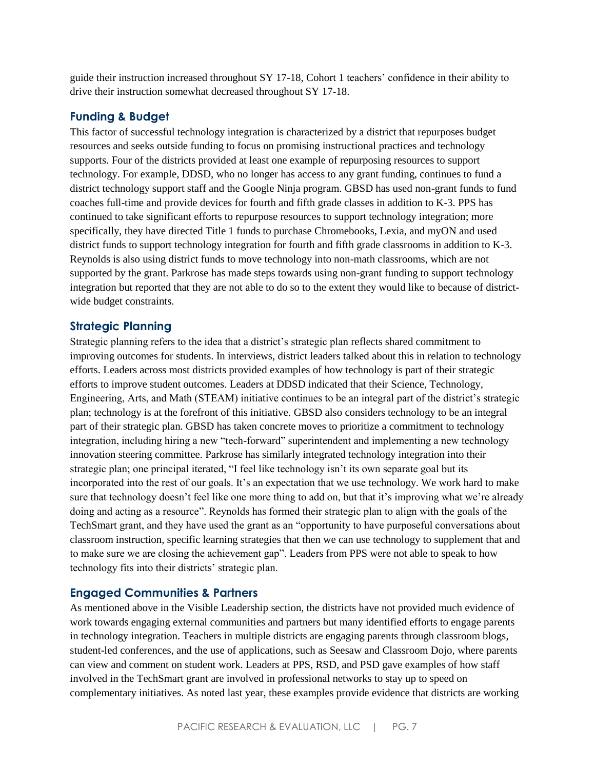guide their instruction increased throughout SY 17-18, Cohort 1 teachers' confidence in their ability to drive their instruction somewhat decreased throughout SY 17-18.

## Funding & Budget

This factor of successful technology integration is characterized by a district that repurposes budget resources and seeks outside funding to focus on promising instructional practices and technology supports. Four of the districts provided at least one example of repurposing resources to support technology. For example, DDSD, who no longer has access to any grant funding, continues to fund a district technology support staff and the Google Ninja program. GBSD has used non-grant funds to fund coaches full-time and provide devices for fourth and fifth grade classes in addition to K-3. PPS has continued to take significant efforts to repurpose resources to support technology integration; more specifically, they have directed Title 1 funds to purchase Chromebooks, Lexia, and myON and used district funds to support technology integration for fourth and fifth grade classrooms in addition to K-3. Reynolds is also using district funds to move technology into non-math classrooms, which are not supported by the grant. Parkrose has made steps towards using non-grant funding to support technology integration but reported that they are not able to do so to the extent they would like to because of district-wide budget constraints.

## Strategic Planning

Strategic planning refers to the idea that a district's strategic plan reflects shared commitment to improving outcomes for students. In interviews, district leaders talked about this in relation to technology efforts. Leaders across most districts provided examples of how technology is part of their strategic efforts to improve student outcomes. Leaders at DDSD indicated that their Science, Technology, Engineering, Arts, and Math (STEAM) initiative continues to be an integral part of the district's strategic plan; technology is at the forefront of this initiative. GBSD also considers technology to be an integral part of their strategic plan. GBSD has taken concrete moves to prioritize a commitment to technology integration, including hiring a new "tech-forward" superintendent and implementing a new technology innovation steering committee. Parkrose has similarly integrated technology integration into their strategic plan; one principal iterated, "I feel like technology isn't its own separate goal but its incorporated into the rest of our goals. It's an expectation that we use technology. We work hard to make sure that technology doesn't feel like one more thing to add on, but that it's improving what we're already doing and acting as a resource". Reynolds has formed their strategic plan to align with the goals of the TechSmart grant, and they have used the grant as an "opportunity to have purposeful conversations about classroom instruction, specific learning strategies that then we can use technology to supplement that and to make sure we are closing the achievement gap". Leaders from PPS were not able to speak to how technology fits into their districts' strategic plan.

## Engaged Communities & Partners

As mentioned above in the Visible Leadership section, the districts have not provided much evidence of work towards engaging external communities and partners but many identified efforts to engage parents in technology integration. Teachers in multiple districts are engaging parents through classroom blogs, student-led conferences, and the use of applications, such as Seesaw and Classroom Dojo, where parents can view and comment on student work. Leaders at PPS, RSD, and PSD gave examples of how staff involved in the TechSmart grant are involved in professional networks to stay up to speed on complementary initiatives. As noted last year, these examples provide evidence that districts are working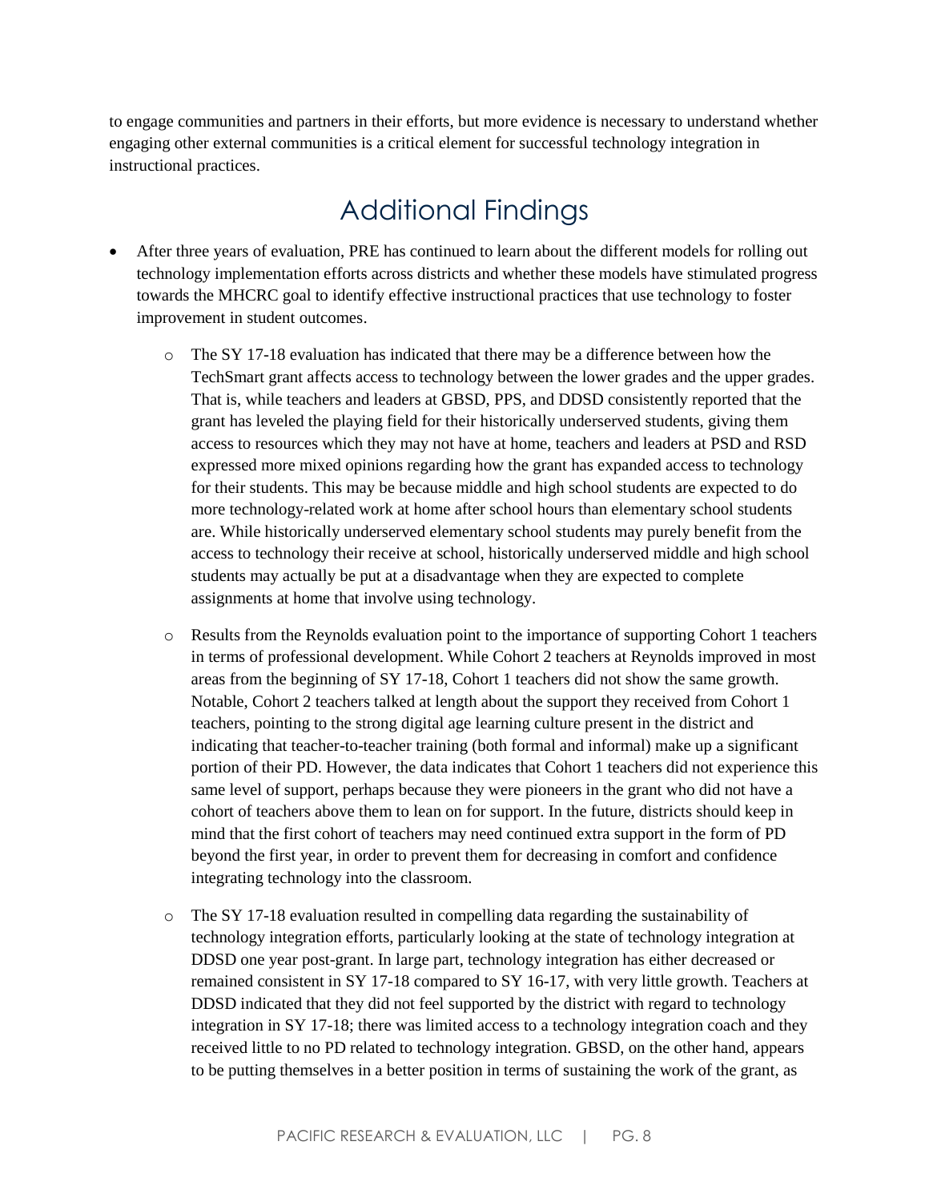to engage communities and partners in their efforts, but more evidence is necessary to understand whether engaging other external communities is a critical element for successful technology integration in instructional practices.

## Additional Findings

- After three years of evaluation, PRE has continued to learn about the different models for rolling out technology implementation efforts across districts and whether these models have stimulated progress towards the MHCRC goal to identify effective instructional practices that use technology to foster improvement in student outcomes.
  - The SY 17-18 evaluation has indicated that there may be a difference between how the TechSmart grant affects access to technology between the lower grades and the upper grades. That is, while teachers and leaders at GBSD, PPS, and DDSD consistently reported that the grant has leveled the playing field for their historically underserved students, giving them access to resources which they may not have at home, teachers and leaders at PSD and RSD expressed more mixed opinions regarding how the grant has expanded access to technology for their students. This may be because middle and high school students are expected to do more technology-related work at home after school hours than elementary school students are. While historically underserved elementary school students may purely benefit from the access to technology their receive at school, historically underserved middle and high school students may actually be put at a disadvantage when they are expected to complete assignments at home that involve using technology.
  - Results from the Reynolds evaluation point to the importance of supporting Cohort 1 teachers in terms of professional development. While Cohort 2 teachers at Reynolds improved in most areas from the beginning of SY 17-18, Cohort 1 teachers did not show the same growth. Notable, Cohort 2 teachers talked at length about the support they received from Cohort 1 teachers, pointing to the strong digital age learning culture present in the district and indicating that teacher-to-teacher training (both formal and informal) make up a significant portion of their PD. However, the data indicates that Cohort 1 teachers did not experience this same level of support, perhaps because they were pioneers in the grant who did not have a cohort of teachers above them to lean on for support. In the future, districts should keep in mind that the first cohort of teachers may need continued extra support in the form of PD beyond the first year, in order to prevent them for decreasing in comfort and confidence integrating technology into the classroom.
  - The SY 17-18 evaluation resulted in compelling data regarding the sustainability of technology integration efforts, particularly looking at the state of technology integration at DDSD one year post-grant. In large part, technology integration has either decreased or remained consistent in SY 17-18 compared to SY 16-17, with very little growth. Teachers at DDSD indicated that they did not feel supported by the district with regard to technology integration in SY 17-18; there was limited access to a technology integration coach and they received little to no PD related to technology integration. GBSD, on the other hand, appears to be putting themselves in a better position in terms of sustaining the work of the grant, as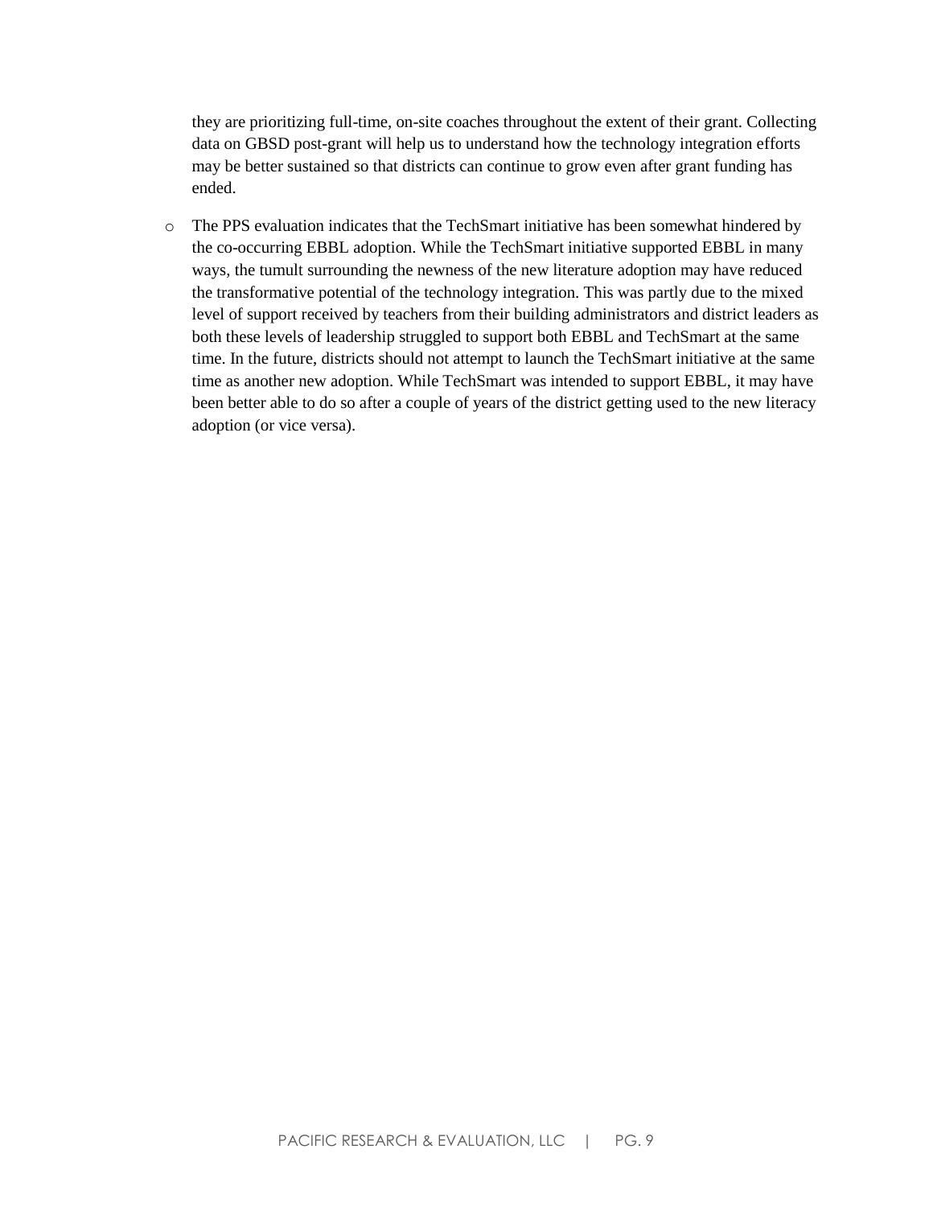they are prioritizing full-time, on-site coaches throughout the extent of their grant. Collecting data on GBSD post-grant will help us to understand how the technology integration efforts may be better sustained so that districts can continue to grow even after grant funding has ended.

- The PPS evaluation indicates that the TechSmart initiative has been somewhat hindered by the co-occurring EBBL adoption. While the TechSmart initiative supported EBBL in many ways, the tumult surrounding the newness of the new literature adoption may have reduced the transformative potential of the technology integration. This was partly due to the mixed level of support received by teachers from their building administrators and district leaders as both these levels of leadership struggled to support both EBBL and TechSmart at the same time. In the future, districts should not attempt to launch the TechSmart initiative at the same time as another new adoption. While TechSmart was intended to support EBBL, it may have been better able to do so after a couple of years of the district getting used to the new literacy adoption (or vice versa).